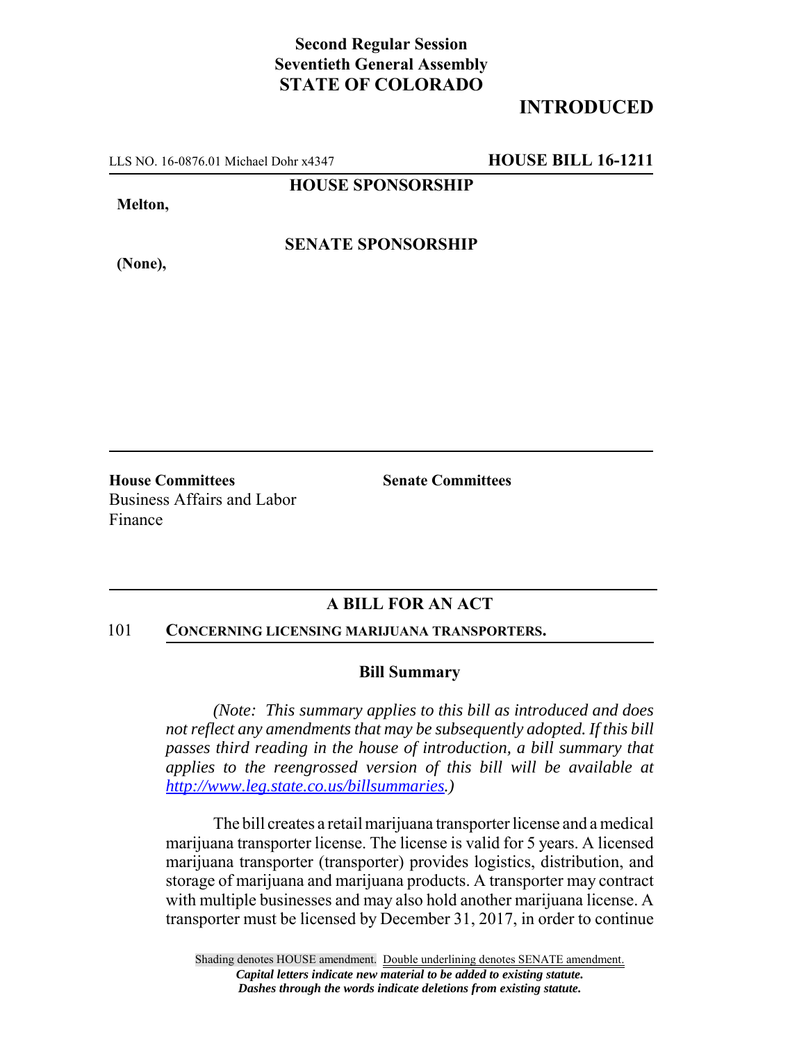**Second Regular Session**
**Seventieth General Assembly**
**STATE OF COLORADO**

# INTRODUCED

LLS NO. 16-0876.01 Michael Dohr x4347 **HOUSE BILL 16-1211**

**HOUSE SPONSORSHIP**

**Melton,**

**SENATE SPONSORSHIP**

**(None),**

**House Committees**
Business Affairs and Labor
Finance

**Senate Committees**

## A BILL FOR AN ACT

101 **CONCERNING LICENSING MARIJUANA TRANSPORTERS.**

### Bill Summary

*(Note: This summary applies to this bill as introduced and does not reflect any amendments that may be subsequently adopted. If this bill passes third reading in the house of introduction, a bill summary that applies to the reengrossed version of this bill will be available at http://www.leg.state.co.us/billsummaries.)*

The bill creates a retail marijuana transporter license and a medical marijuana transporter license. The license is valid for 5 years. A licensed marijuana transporter (transporter) provides logistics, distribution, and storage of marijuana and marijuana products. A transporter may contract with multiple businesses and may also hold another marijuana license. A transporter must be licensed by December 31, 2017, in order to continue

Shading denotes HOUSE amendment. Double underlining denotes SENATE amendment.
*Capital letters indicate new material to be added to existing statute.*
*Dashes through the words indicate deletions from existing statute.*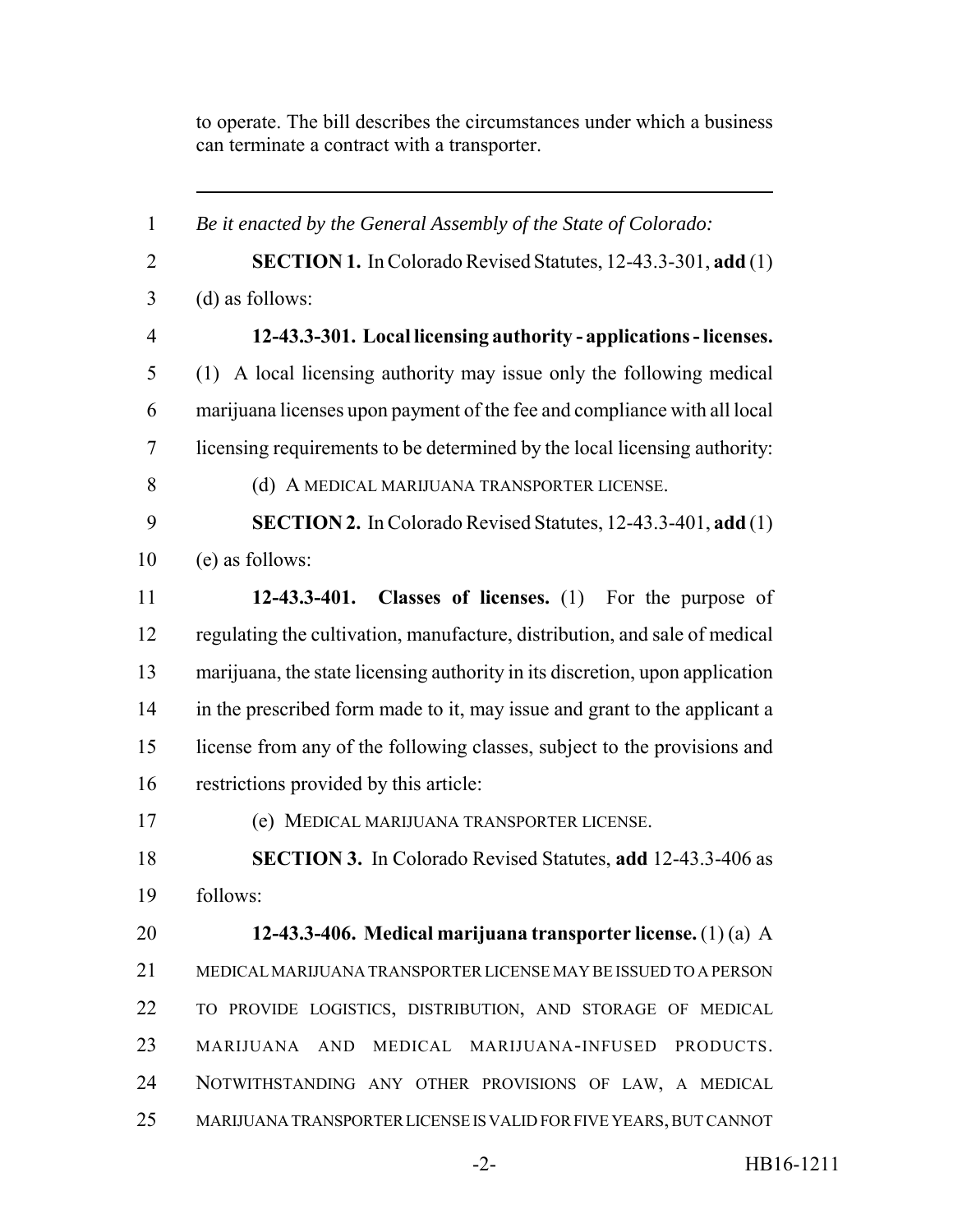to operate. The bill describes the circumstances under which a business can terminate a contract with a transporter.

---

1 *Be it enacted by the General Assembly of the State of Colorado:*

2 **SECTION 1.** In Colorado Revised Statutes, 12-43.3-301, **add** (1)
3 (d) as follows:

4 **12-43.3-301. Local licensing authority - applications - licenses.**
5 (1) A local licensing authority may issue only the following medical
6 marijuana licenses upon payment of the fee and compliance with all local
7 licensing requirements to be determined by the local licensing authority:

8 (d) A MEDICAL MARIJUANA TRANSPORTER LICENSE.

9 **SECTION 2.** In Colorado Revised Statutes, 12-43.3-401, **add** (1)
10 (e) as follows:

11 **12-43.3-401. Classes of licenses.** (1) For the purpose of
12 regulating the cultivation, manufacture, distribution, and sale of medical
13 marijuana, the state licensing authority in its discretion, upon application
14 in the prescribed form made to it, may issue and grant to the applicant a
15 license from any of the following classes, subject to the provisions and
16 restrictions provided by this article:

17 (e) MEDICAL MARIJUANA TRANSPORTER LICENSE.

18 **SECTION 3.** In Colorado Revised Statutes, **add** 12-43.3-406 as
19 follows:

20 **12-43.3-406. Medical marijuana transporter license.** (1) (a) A
21 MEDICAL MARIJUANA TRANSPORTER LICENSE MAY BE ISSUED TO A PERSON
22 TO PROVIDE LOGISTICS, DISTRIBUTION, AND STORAGE OF MEDICAL
23 MARIJUANA AND MEDICAL MARIJUANA-INFUSED PRODUCTS.
24 NOTWITHSTANDING ANY OTHER PROVISIONS OF LAW, A MEDICAL
25 MARIJUANA TRANSPORTER LICENSE IS VALID FOR FIVE YEARS, BUT CANNOT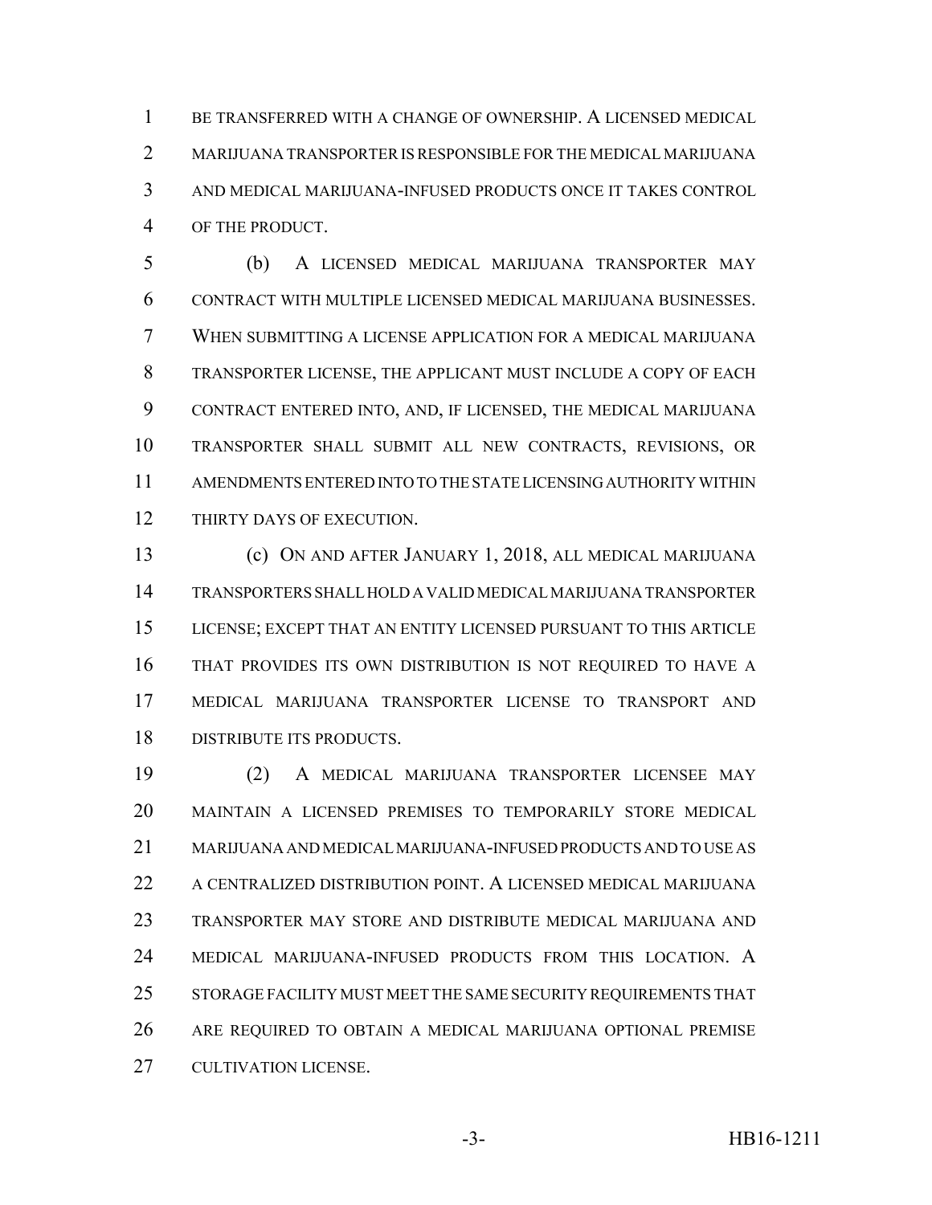BE TRANSFERRED WITH A CHANGE OF OWNERSHIP. A LICENSED MEDICAL MARIJUANA TRANSPORTER IS RESPONSIBLE FOR THE MEDICAL MARIJUANA AND MEDICAL MARIJUANA-INFUSED PRODUCTS ONCE IT TAKES CONTROL OF THE PRODUCT.

(b) A LICENSED MEDICAL MARIJUANA TRANSPORTER MAY CONTRACT WITH MULTIPLE LICENSED MEDICAL MARIJUANA BUSINESSES. WHEN SUBMITTING A LICENSE APPLICATION FOR A MEDICAL MARIJUANA TRANSPORTER LICENSE, THE APPLICANT MUST INCLUDE A COPY OF EACH CONTRACT ENTERED INTO, AND, IF LICENSED, THE MEDICAL MARIJUANA TRANSPORTER SHALL SUBMIT ALL NEW CONTRACTS, REVISIONS, OR AMENDMENTS ENTERED INTO TO THE STATE LICENSING AUTHORITY WITHIN THIRTY DAYS OF EXECUTION.

(c) ON AND AFTER JANUARY 1, 2018, ALL MEDICAL MARIJUANA TRANSPORTERS SHALL HOLD A VALID MEDICAL MARIJUANA TRANSPORTER LICENSE; EXCEPT THAT AN ENTITY LICENSED PURSUANT TO THIS ARTICLE THAT PROVIDES ITS OWN DISTRIBUTION IS NOT REQUIRED TO HAVE A MEDICAL MARIJUANA TRANSPORTER LICENSE TO TRANSPORT AND DISTRIBUTE ITS PRODUCTS.

(2) A MEDICAL MARIJUANA TRANSPORTER LICENSEE MAY MAINTAIN A LICENSED PREMISES TO TEMPORARILY STORE MEDICAL MARIJUANA AND MEDICAL MARIJUANA-INFUSED PRODUCTS AND TO USE AS A CENTRALIZED DISTRIBUTION POINT. A LICENSED MEDICAL MARIJUANA TRANSPORTER MAY STORE AND DISTRIBUTE MEDICAL MARIJUANA AND MEDICAL MARIJUANA-INFUSED PRODUCTS FROM THIS LOCATION. A STORAGE FACILITY MUST MEET THE SAME SECURITY REQUIREMENTS THAT ARE REQUIRED TO OBTAIN A MEDICAL MARIJUANA OPTIONAL PREMISE CULTIVATION LICENSE.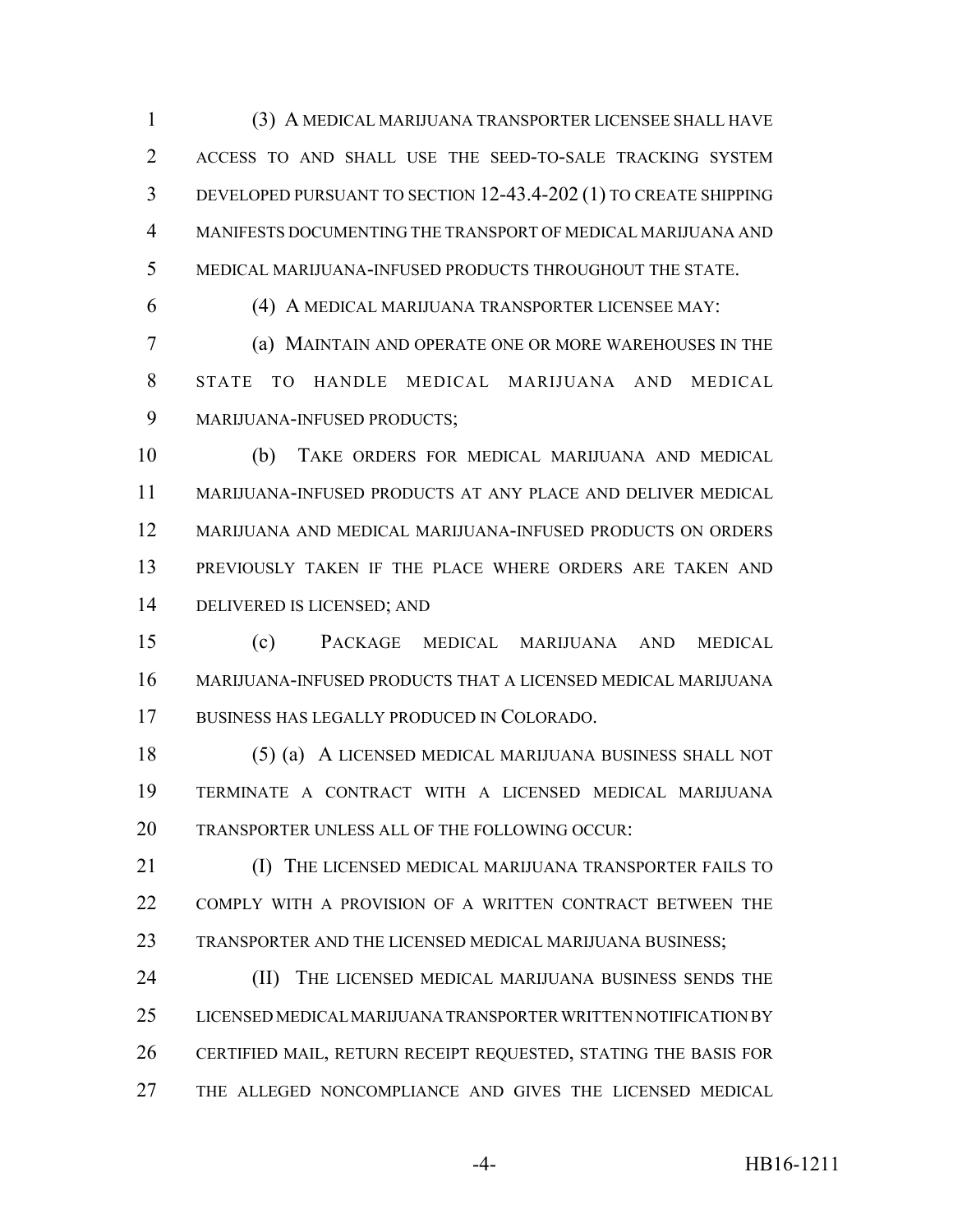(3) A MEDICAL MARIJUANA TRANSPORTER LICENSEE SHALL HAVE ACCESS TO AND SHALL USE THE SEED-TO-SALE TRACKING SYSTEM DEVELOPED PURSUANT TO SECTION 12-43.4-202 (1) TO CREATE SHIPPING MANIFESTS DOCUMENTING THE TRANSPORT OF MEDICAL MARIJUANA AND MEDICAL MARIJUANA-INFUSED PRODUCTS THROUGHOUT THE STATE.

(4) A MEDICAL MARIJUANA TRANSPORTER LICENSEE MAY:

(a) MAINTAIN AND OPERATE ONE OR MORE WAREHOUSES IN THE STATE TO HANDLE MEDICAL MARIJUANA AND MEDICAL MARIJUANA-INFUSED PRODUCTS;

(b) TAKE ORDERS FOR MEDICAL MARIJUANA AND MEDICAL MARIJUANA-INFUSED PRODUCTS AT ANY PLACE AND DELIVER MEDICAL MARIJUANA AND MEDICAL MARIJUANA-INFUSED PRODUCTS ON ORDERS PREVIOUSLY TAKEN IF THE PLACE WHERE ORDERS ARE TAKEN AND DELIVERED IS LICENSED; AND

(c) PACKAGE MEDICAL MARIJUANA AND MEDICAL MARIJUANA-INFUSED PRODUCTS THAT A LICENSED MEDICAL MARIJUANA BUSINESS HAS LEGALLY PRODUCED IN COLORADO.

(5) (a) A LICENSED MEDICAL MARIJUANA BUSINESS SHALL NOT TERMINATE A CONTRACT WITH A LICENSED MEDICAL MARIJUANA TRANSPORTER UNLESS ALL OF THE FOLLOWING OCCUR:

(I) THE LICENSED MEDICAL MARIJUANA TRANSPORTER FAILS TO COMPLY WITH A PROVISION OF A WRITTEN CONTRACT BETWEEN THE TRANSPORTER AND THE LICENSED MEDICAL MARIJUANA BUSINESS;

(II) THE LICENSED MEDICAL MARIJUANA BUSINESS SENDS THE LICENSED MEDICAL MARIJUANA TRANSPORTER WRITTEN NOTIFICATION BY CERTIFIED MAIL, RETURN RECEIPT REQUESTED, STATING THE BASIS FOR THE ALLEGED NONCOMPLIANCE AND GIVES THE LICENSED MEDICAL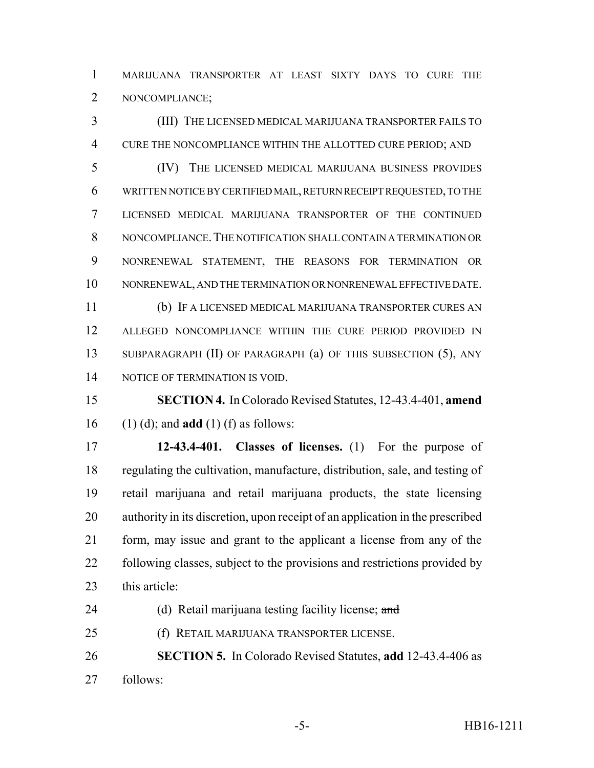MARIJUANA TRANSPORTER AT LEAST SIXTY DAYS TO CURE THE NONCOMPLIANCE;

(III) THE LICENSED MEDICAL MARIJUANA TRANSPORTER FAILS TO CURE THE NONCOMPLIANCE WITHIN THE ALLOTTED CURE PERIOD; AND

(IV) THE LICENSED MEDICAL MARIJUANA BUSINESS PROVIDES WRITTEN NOTICE BY CERTIFIED MAIL, RETURN RECEIPT REQUESTED, TO THE LICENSED MEDICAL MARIJUANA TRANSPORTER OF THE CONTINUED NONCOMPLIANCE. THE NOTIFICATION SHALL CONTAIN A TERMINATION OR NONRENEWAL STATEMENT, THE REASONS FOR TERMINATION OR NONRENEWAL, AND THE TERMINATION OR NONRENEWAL EFFECTIVE DATE.

(b) IF A LICENSED MEDICAL MARIJUANA TRANSPORTER CURES AN ALLEGED NONCOMPLIANCE WITHIN THE CURE PERIOD PROVIDED IN SUBPARAGRAPH (II) OF PARAGRAPH (a) OF THIS SUBSECTION (5), ANY NOTICE OF TERMINATION IS VOID.

**SECTION 4.** In Colorado Revised Statutes, 12-43.4-401, **amend** (1) (d); and **add** (1) (f) as follows:

**12-43.4-401. Classes of licenses.** (1) For the purpose of regulating the cultivation, manufacture, distribution, sale, and testing of retail marijuana and retail marijuana products, the state licensing authority in its discretion, upon receipt of an application in the prescribed form, may issue and grant to the applicant a license from any of the following classes, subject to the provisions and restrictions provided by this article:

(d) Retail marijuana testing facility license; ~~and~~

(f) RETAIL MARIJUANA TRANSPORTER LICENSE.

**SECTION 5.** In Colorado Revised Statutes, **add** 12-43.4-406 as follows: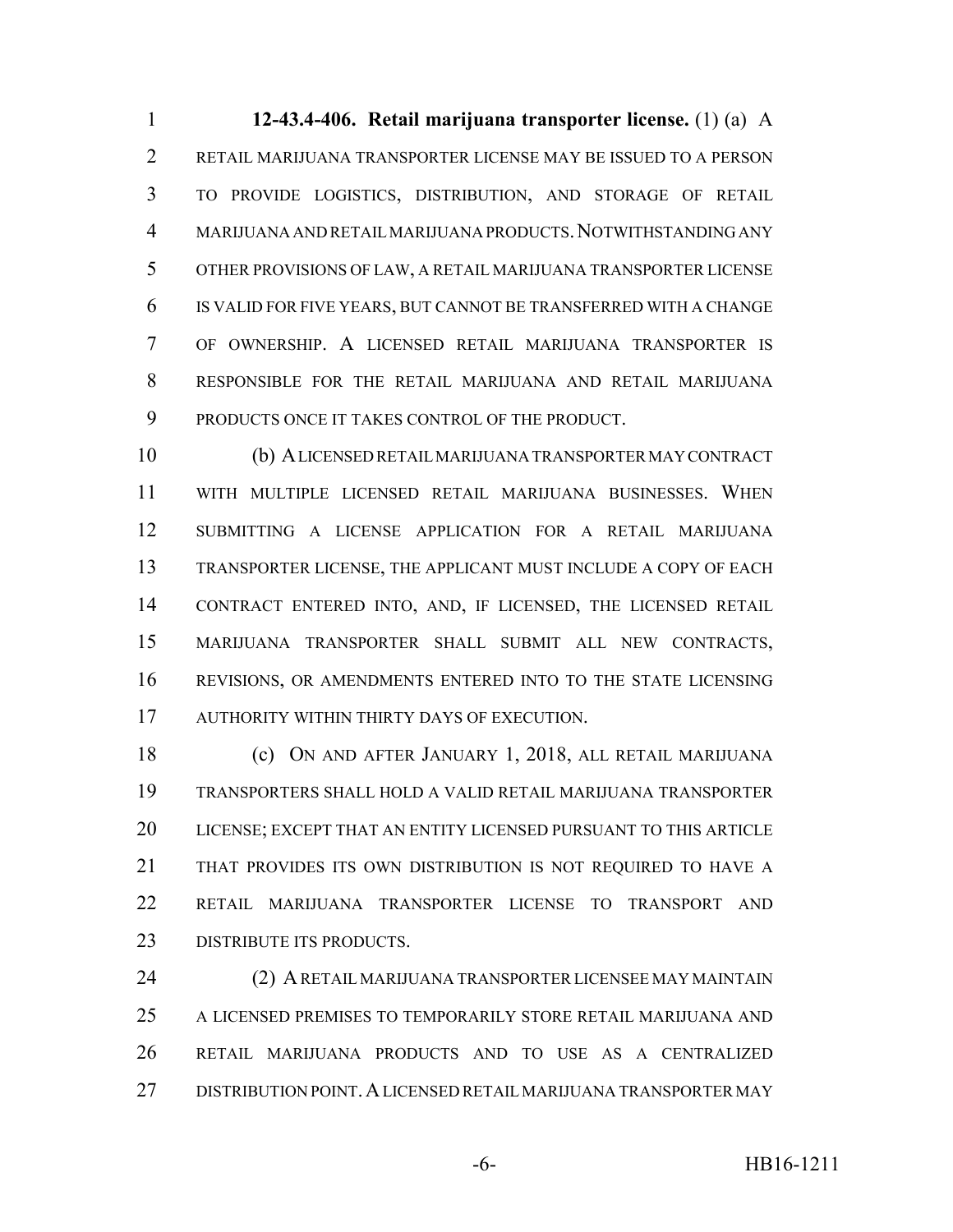**12-43.4-406. Retail marijuana transporter license.** (1) (a) A RETAIL MARIJUANA TRANSPORTER LICENSE MAY BE ISSUED TO A PERSON TO PROVIDE LOGISTICS, DISTRIBUTION, AND STORAGE OF RETAIL MARIJUANA AND RETAIL MARIJUANA PRODUCTS. NOTWITHSTANDING ANY OTHER PROVISIONS OF LAW, A RETAIL MARIJUANA TRANSPORTER LICENSE IS VALID FOR FIVE YEARS, BUT CANNOT BE TRANSFERRED WITH A CHANGE OF OWNERSHIP. A LICENSED RETAIL MARIJUANA TRANSPORTER IS RESPONSIBLE FOR THE RETAIL MARIJUANA AND RETAIL MARIJUANA PRODUCTS ONCE IT TAKES CONTROL OF THE PRODUCT.

(b) A LICENSED RETAIL MARIJUANA TRANSPORTER MAY CONTRACT WITH MULTIPLE LICENSED RETAIL MARIJUANA BUSINESSES. WHEN SUBMITTING A LICENSE APPLICATION FOR A RETAIL MARIJUANA TRANSPORTER LICENSE, THE APPLICANT MUST INCLUDE A COPY OF EACH CONTRACT ENTERED INTO, AND, IF LICENSED, THE LICENSED RETAIL MARIJUANA TRANSPORTER SHALL SUBMIT ALL NEW CONTRACTS, REVISIONS, OR AMENDMENTS ENTERED INTO TO THE STATE LICENSING AUTHORITY WITHIN THIRTY DAYS OF EXECUTION.

(c) ON AND AFTER JANUARY 1, 2018, ALL RETAIL MARIJUANA TRANSPORTERS SHALL HOLD A VALID RETAIL MARIJUANA TRANSPORTER LICENSE; EXCEPT THAT AN ENTITY LICENSED PURSUANT TO THIS ARTICLE THAT PROVIDES ITS OWN DISTRIBUTION IS NOT REQUIRED TO HAVE A RETAIL MARIJUANA TRANSPORTER LICENSE TO TRANSPORT AND DISTRIBUTE ITS PRODUCTS.

(2) A RETAIL MARIJUANA TRANSPORTER LICENSEE MAY MAINTAIN A LICENSED PREMISES TO TEMPORARILY STORE RETAIL MARIJUANA AND RETAIL MARIJUANA PRODUCTS AND TO USE AS A CENTRALIZED DISTRIBUTION POINT. A LICENSED RETAIL MARIJUANA TRANSPORTER MAY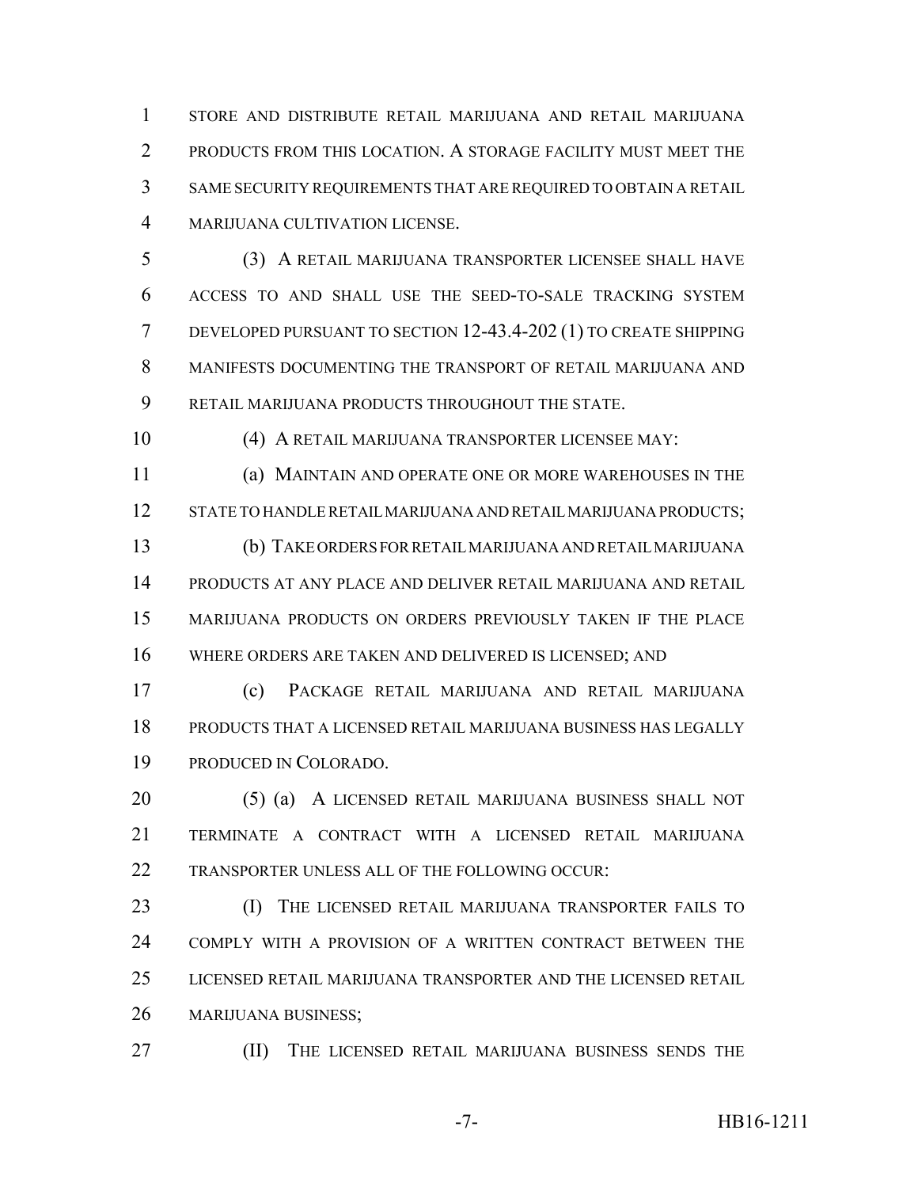STORE AND DISTRIBUTE RETAIL MARIJUANA AND RETAIL MARIJUANA PRODUCTS FROM THIS LOCATION. A STORAGE FACILITY MUST MEET THE SAME SECURITY REQUIREMENTS THAT ARE REQUIRED TO OBTAIN A RETAIL MARIJUANA CULTIVATION LICENSE.

(3) A RETAIL MARIJUANA TRANSPORTER LICENSEE SHALL HAVE ACCESS TO AND SHALL USE THE SEED-TO-SALE TRACKING SYSTEM DEVELOPED PURSUANT TO SECTION 12-43.4-202 (1) TO CREATE SHIPPING MANIFESTS DOCUMENTING THE TRANSPORT OF RETAIL MARIJUANA AND RETAIL MARIJUANA PRODUCTS THROUGHOUT THE STATE.

(4) A RETAIL MARIJUANA TRANSPORTER LICENSEE MAY:

(a) MAINTAIN AND OPERATE ONE OR MORE WAREHOUSES IN THE STATE TO HANDLE RETAIL MARIJUANA AND RETAIL MARIJUANA PRODUCTS;

(b) TAKE ORDERS FOR RETAIL MARIJUANA AND RETAIL MARIJUANA PRODUCTS AT ANY PLACE AND DELIVER RETAIL MARIJUANA AND RETAIL MARIJUANA PRODUCTS ON ORDERS PREVIOUSLY TAKEN IF THE PLACE WHERE ORDERS ARE TAKEN AND DELIVERED IS LICENSED; AND

(c) PACKAGE RETAIL MARIJUANA AND RETAIL MARIJUANA PRODUCTS THAT A LICENSED RETAIL MARIJUANA BUSINESS HAS LEGALLY PRODUCED IN COLORADO.

(5) (a) A LICENSED RETAIL MARIJUANA BUSINESS SHALL NOT TERMINATE A CONTRACT WITH A LICENSED RETAIL MARIJUANA TRANSPORTER UNLESS ALL OF THE FOLLOWING OCCUR:

(I) THE LICENSED RETAIL MARIJUANA TRANSPORTER FAILS TO COMPLY WITH A PROVISION OF A WRITTEN CONTRACT BETWEEN THE LICENSED RETAIL MARIJUANA TRANSPORTER AND THE LICENSED RETAIL MARIJUANA BUSINESS;

(II) THE LICENSED RETAIL MARIJUANA BUSINESS SENDS THE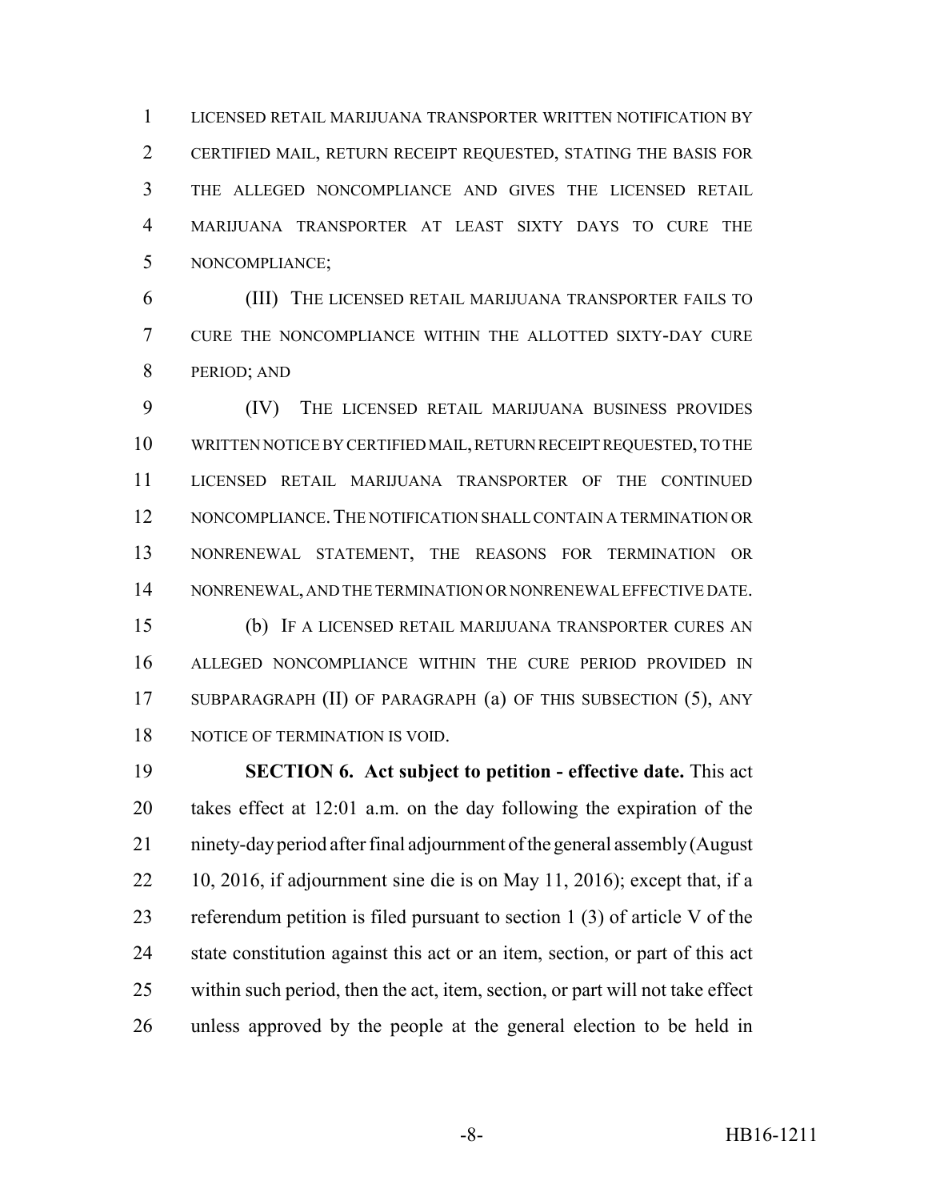LICENSED RETAIL MARIJUANA TRANSPORTER WRITTEN NOTIFICATION BY CERTIFIED MAIL, RETURN RECEIPT REQUESTED, STATING THE BASIS FOR THE ALLEGED NONCOMPLIANCE AND GIVES THE LICENSED RETAIL MARIJUANA TRANSPORTER AT LEAST SIXTY DAYS TO CURE THE NONCOMPLIANCE;

(III) THE LICENSED RETAIL MARIJUANA TRANSPORTER FAILS TO CURE THE NONCOMPLIANCE WITHIN THE ALLOTTED SIXTY-DAY CURE PERIOD; AND

(IV) THE LICENSED RETAIL MARIJUANA BUSINESS PROVIDES WRITTEN NOTICE BY CERTIFIED MAIL, RETURN RECEIPT REQUESTED, TO THE LICENSED RETAIL MARIJUANA TRANSPORTER OF THE CONTINUED NONCOMPLIANCE. THE NOTIFICATION SHALL CONTAIN A TERMINATION OR NONRENEWAL STATEMENT, THE REASONS FOR TERMINATION OR NONRENEWAL, AND THE TERMINATION OR NONRENEWAL EFFECTIVE DATE.

(b) IF A LICENSED RETAIL MARIJUANA TRANSPORTER CURES AN ALLEGED NONCOMPLIANCE WITHIN THE CURE PERIOD PROVIDED IN SUBPARAGRAPH (II) OF PARAGRAPH (a) OF THIS SUBSECTION (5), ANY NOTICE OF TERMINATION IS VOID.

**SECTION 6. Act subject to petition - effective date.** This act takes effect at 12:01 a.m. on the day following the expiration of the ninety-day period after final adjournment of the general assembly (August 10, 2016, if adjournment sine die is on May 11, 2016); except that, if a referendum petition is filed pursuant to section 1 (3) of article V of the state constitution against this act or an item, section, or part of this act within such period, then the act, item, section, or part will not take effect unless approved by the people at the general election to be held in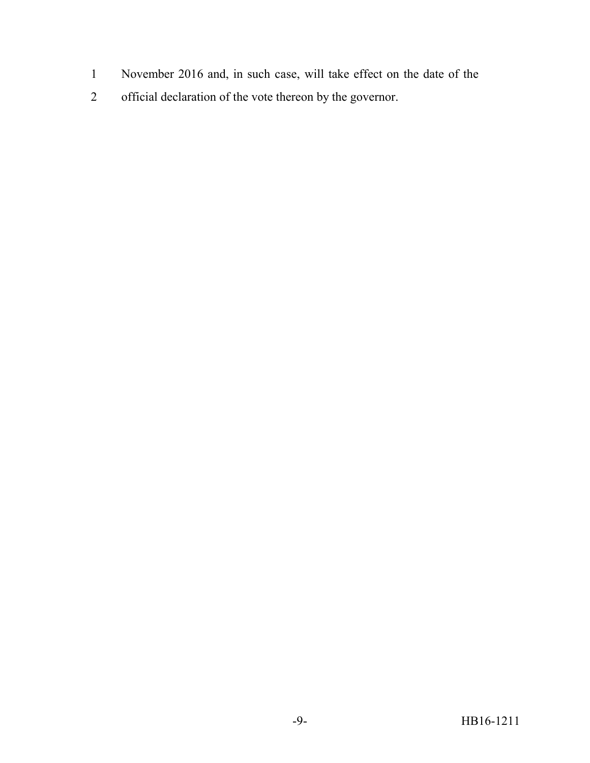November 2016 and, in such case, will take effect on the date of the official declaration of the vote thereon by the governor.